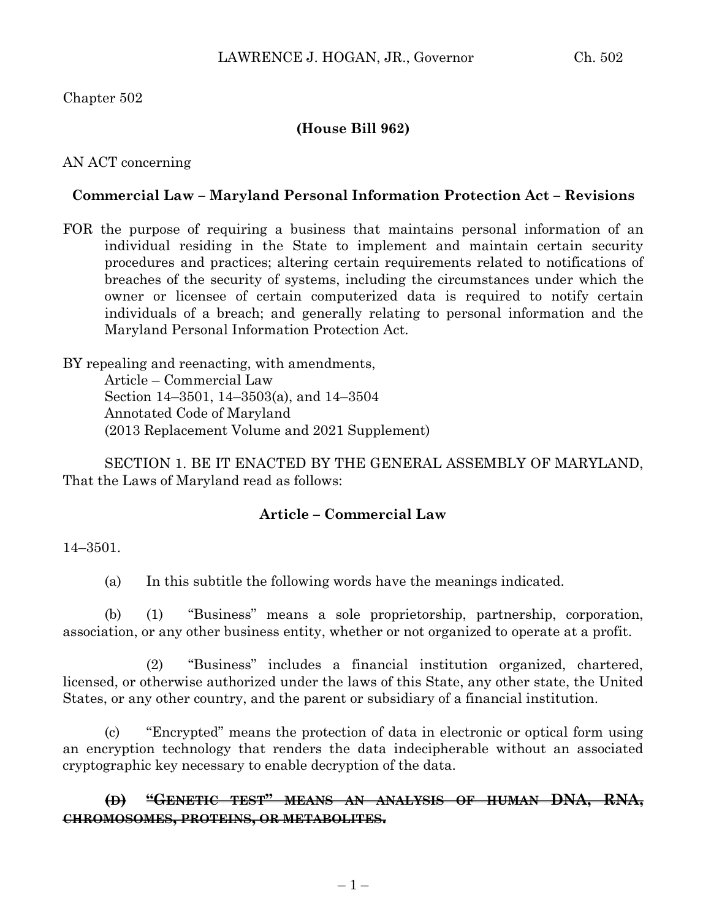Chapter 502

**(House Bill 962)**

AN ACT concerning

**Commercial Law – Maryland Personal Information Protection Act – Revisions**

FOR the purpose of requiring a business that maintains personal information of an individual residing in the State to implement and maintain certain security procedures and practices; altering certain requirements related to notifications of breaches of the security of systems, including the circumstances under which the owner or licensee of certain computerized data is required to notify certain individuals of a breach; and generally relating to personal information and the Maryland Personal Information Protection Act.

BY repealing and reenacting, with amendments,
Article – Commercial Law
Section 14–3501, 14–3503(a), and 14–3504
Annotated Code of Maryland
(2013 Replacement Volume and 2021 Supplement)

SECTION 1. BE IT ENACTED BY THE GENERAL ASSEMBLY OF MARYLAND, That the Laws of Maryland read as follows:

**Article – Commercial Law**

14–3501.

(a) In this subtitle the following words have the meanings indicated.

(b) (1) "Business" means a sole proprietorship, partnership, corporation, association, or any other business entity, whether or not organized to operate at a profit.

(2) "Business" includes a financial institution organized, chartered, licensed, or otherwise authorized under the laws of this State, any other state, the United States, or any other country, and the parent or subsidiary of a financial institution.

(c) "Encrypted" means the protection of data in electronic or optical form using an encryption technology that renders the data indecipherable without an associated cryptographic key necessary to enable decryption of the data.

~~**(D) "GENETIC TEST" MEANS AN ANALYSIS OF HUMAN DNA, RNA, CHROMOSOMES, PROTEINS, OR METABOLITES.**~~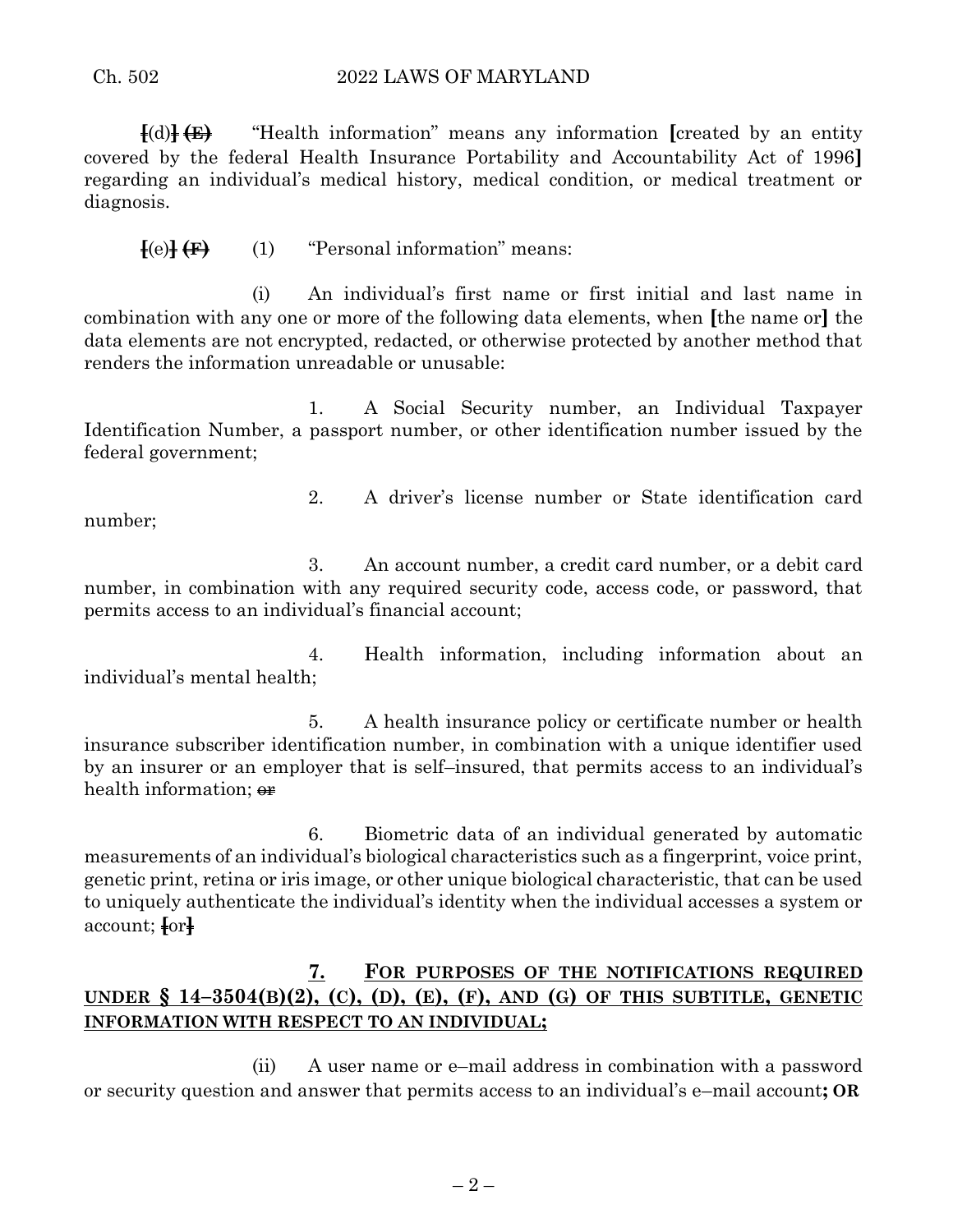[(d)] ~~(E)~~ "Health information" means any information [created by an entity covered by the federal Health Insurance Portability and Accountability Act of 1996] regarding an individual's medical history, medical condition, or medical treatment or diagnosis.

[(e)] ~~(F)~~ (1) "Personal information" means:

(i) An individual's first name or first initial and last name in combination with any one or more of the following data elements, when [the name or] the data elements are not encrypted, redacted, or otherwise protected by another method that renders the information unreadable or unusable:

1. A Social Security number, an Individual Taxpayer Identification Number, a passport number, or other identification number issued by the federal government;

2. A driver's license number or State identification card number;

3. An account number, a credit card number, or a debit card number, in combination with any required security code, access code, or password, that permits access to an individual's financial account;

4. Health information, including information about an individual's mental health;

5. A health insurance policy or certificate number or health insurance subscriber identification number, in combination with a unique identifier used by an insurer or an employer that is self–insured, that permits access to an individual's health information; ~~or~~

6. Biometric data of an individual generated by automatic measurements of an individual's biological characteristics such as a fingerprint, voice print, genetic print, retina or iris image, or other unique biological characteristic, that can be used to uniquely authenticate the individual's identity when the individual accesses a system or account; [or]

**7. FOR PURPOSES OF THE NOTIFICATIONS REQUIRED UNDER § 14–3504(B)(2), (C), (D), (E), (F), AND (G) OF THIS SUBTITLE, GENETIC INFORMATION WITH RESPECT TO AN INDIVIDUAL;**

(ii) A user name or e–mail address in combination with a password or security question and answer that permits access to an individual's e–mail account**; OR**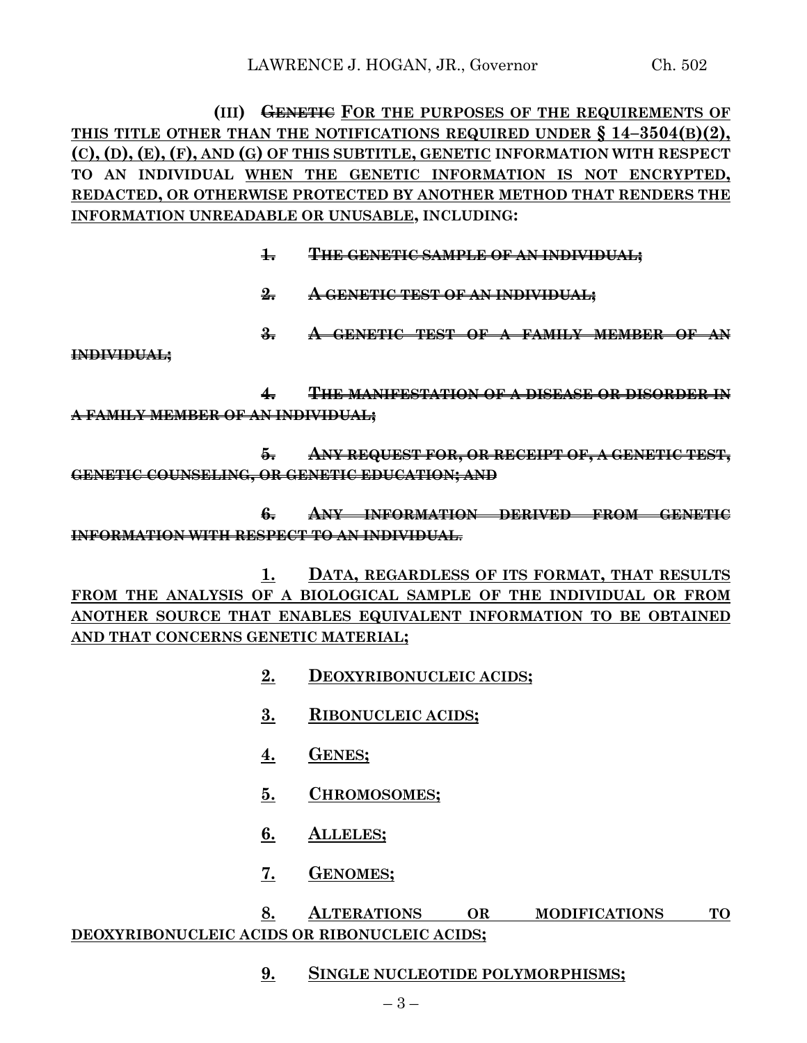**(III)** ~~**GENETIC**~~ **<u>FOR THE PURPOSES OF THE REQUIREMENTS OF THIS TITLE OTHER THAN THE NOTIFICATIONS REQUIRED UNDER § 14–3504(B)(2), (C), (D), (E), (F), AND (G) OF THIS SUBTITLE, GENETIC</u> INFORMATION WITH RESPECT TO AN INDIVIDUAL <u>WHEN THE GENETIC INFORMATION IS NOT ENCRYPTED, REDACTED, OR OTHERWISE PROTECTED BY ANOTHER METHOD THAT RENDERS THE INFORMATION UNREADABLE OR UNUSABLE</u>, INCLUDING:**

~~**1. THE GENETIC SAMPLE OF AN INDIVIDUAL;**~~

~~**2. A GENETIC TEST OF AN INDIVIDUAL;**~~

~~**3. A GENETIC TEST OF A FAMILY MEMBER OF AN INDIVIDUAL;**~~

~~**4. THE MANIFESTATION OF A DISEASE OR DISORDER IN A FAMILY MEMBER OF AN INDIVIDUAL;**~~

~~**5. ANY REQUEST FOR, OR RECEIPT OF, A GENETIC TEST, GENETIC COUNSELING, OR GENETIC EDUCATION; AND**~~

~~**6. ANY INFORMATION DERIVED FROM GENETIC INFORMATION WITH RESPECT TO AN INDIVIDUAL.**~~

**<u>1. DATA, REGARDLESS OF ITS FORMAT, THAT RESULTS FROM THE ANALYSIS OF A BIOLOGICAL SAMPLE OF THE INDIVIDUAL OR FROM ANOTHER SOURCE THAT ENABLES EQUIVALENT INFORMATION TO BE OBTAINED AND THAT CONCERNS GENETIC MATERIAL;</u>**

**<u>2. DEOXYRIBONUCLEIC ACIDS;</u>**

**<u>3. RIBONUCLEIC ACIDS;</u>**

**<u>4. GENES;</u>**

**<u>5. CHROMOSOMES;</u>**

**<u>6. ALLELES;</u>**

**<u>7. GENOMES;</u>**

**<u>8. ALTERATIONS OR MODIFICATIONS TO DEOXYRIBONUCLEIC ACIDS OR RIBONUCLEIC ACIDS;</u>**

**<u>9. SINGLE NUCLEOTIDE POLYMORPHISMS;</u>**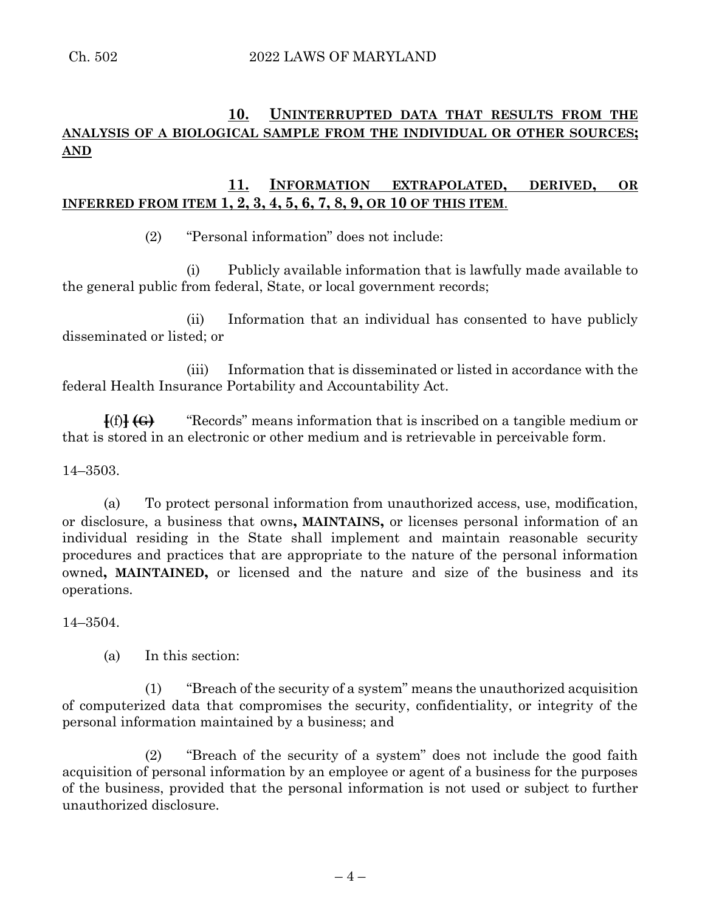**10. UNINTERRUPTED DATA THAT RESULTS FROM THE ANALYSIS OF A BIOLOGICAL SAMPLE FROM THE INDIVIDUAL OR OTHER SOURCES; AND**

**11. INFORMATION EXTRAPOLATED, DERIVED, OR INFERRED FROM ITEM 1, 2, 3, 4, 5, 6, 7, 8, 9, OR 10 OF THIS ITEM.**

(2) "Personal information" does not include:

(i) Publicly available information that is lawfully made available to the general public from federal, State, or local government records;

(ii) Information that an individual has consented to have publicly disseminated or listed; or

(iii) Information that is disseminated or listed in accordance with the federal Health Insurance Portability and Accountability Act.

[(f)] ~~(G)~~ "Records" means information that is inscribed on a tangible medium or that is stored in an electronic or other medium and is retrievable in perceivable form.

14–3503.

(a) To protect personal information from unauthorized access, use, modification, or disclosure, a business that owns**, MAINTAINS,** or licenses personal information of an individual residing in the State shall implement and maintain reasonable security procedures and practices that are appropriate to the nature of the personal information owned**, MAINTAINED,** or licensed and the nature and size of the business and its operations.

14–3504.

(a) In this section:

(1) "Breach of the security of a system" means the unauthorized acquisition of computerized data that compromises the security, confidentiality, or integrity of the personal information maintained by a business; and

(2) "Breach of the security of a system" does not include the good faith acquisition of personal information by an employee or agent of a business for the purposes of the business, provided that the personal information is not used or subject to further unauthorized disclosure.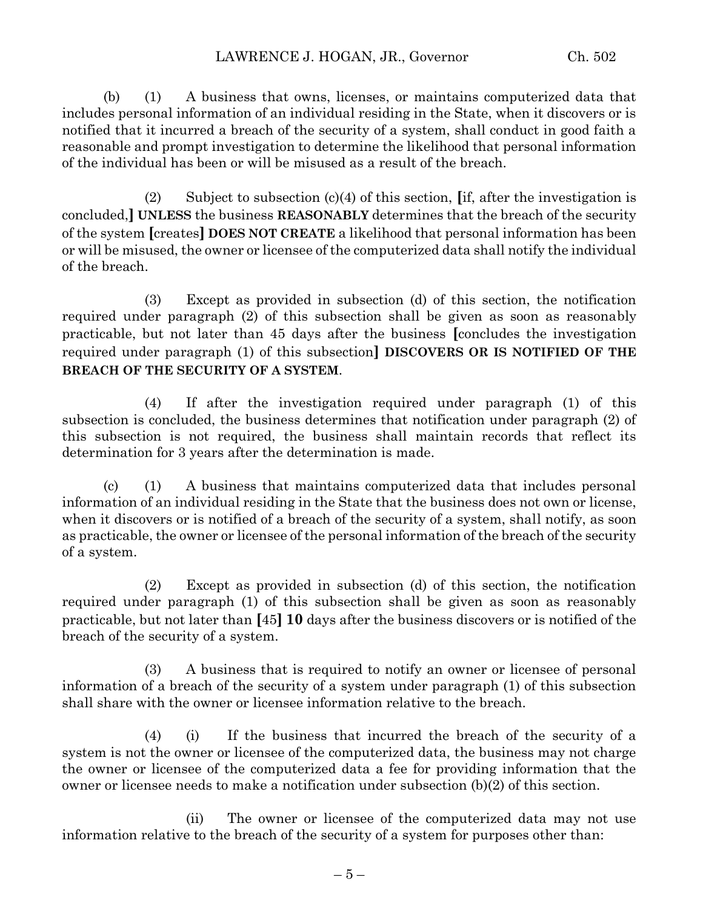(b) (1) A business that owns, licenses, or maintains computerized data that includes personal information of an individual residing in the State, when it discovers or is notified that it incurred a breach of the security of a system, shall conduct in good faith a reasonable and prompt investigation to determine the likelihood that personal information of the individual has been or will be misused as a result of the breach.

(2) Subject to subsection (c)(4) of this section, [if, after the investigation is concluded,] **UNLESS** the business **REASONABLY** determines that the breach of the security of the system [creates] **DOES NOT CREATE** a likelihood that personal information has been or will be misused, the owner or licensee of the computerized data shall notify the individual of the breach.

(3) Except as provided in subsection (d) of this section, the notification required under paragraph (2) of this subsection shall be given as soon as reasonably practicable, but not later than 45 days after the business [concludes the investigation required under paragraph (1) of this subsection] **DISCOVERS OR IS NOTIFIED OF THE BREACH OF THE SECURITY OF A SYSTEM**.

(4) If after the investigation required under paragraph (1) of this subsection is concluded, the business determines that notification under paragraph (2) of this subsection is not required, the business shall maintain records that reflect its determination for 3 years after the determination is made.

(c) (1) A business that maintains computerized data that includes personal information of an individual residing in the State that the business does not own or license, when it discovers or is notified of a breach of the security of a system, shall notify, as soon as practicable, the owner or licensee of the personal information of the breach of the security of a system.

(2) Except as provided in subsection (d) of this section, the notification required under paragraph (1) of this subsection shall be given as soon as reasonably practicable, but not later than [45] **10** days after the business discovers or is notified of the breach of the security of a system.

(3) A business that is required to notify an owner or licensee of personal information of a breach of the security of a system under paragraph (1) of this subsection shall share with the owner or licensee information relative to the breach.

(4) (i) If the business that incurred the breach of the security of a system is not the owner or licensee of the computerized data, the business may not charge the owner or licensee of the computerized data a fee for providing information that the owner or licensee needs to make a notification under subsection (b)(2) of this section.

(ii) The owner or licensee of the computerized data may not use information relative to the breach of the security of a system for purposes other than: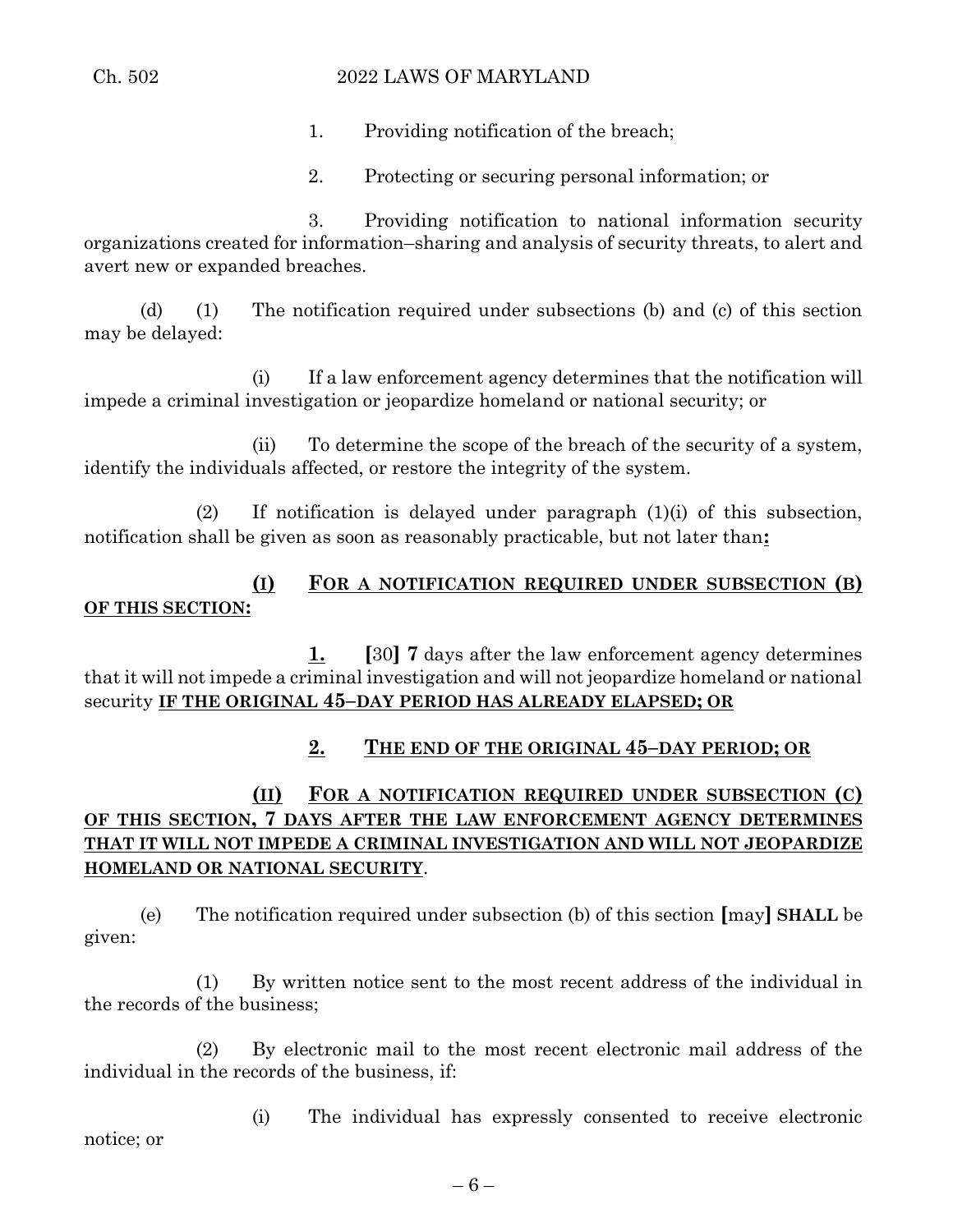1. Providing notification of the breach;

2. Protecting or securing personal information; or

3. Providing notification to national information security organizations created for information–sharing and analysis of security threats, to alert and avert new or expanded breaches.

(d) (1) The notification required under subsections (b) and (c) of this section may be delayed:

(i) If a law enforcement agency determines that the notification will impede a criminal investigation or jeopardize homeland or national security; or

(ii) To determine the scope of the breach of the security of a system, identify the individuals affected, or restore the integrity of the system.

(2) If notification is delayed under paragraph (1)(i) of this subsection, notification shall be given as soon as reasonably practicable, but not later than**:**

**(I) FOR A NOTIFICATION REQUIRED UNDER SUBSECTION (B) OF THIS SECTION:**

**1.** **[**30**]** **7** days after the law enforcement agency determines that it will not impede a criminal investigation and will not jeopardize homeland or national security **IF THE ORIGINAL 45–DAY PERIOD HAS ALREADY ELAPSED; OR**

**2. THE END OF THE ORIGINAL 45–DAY PERIOD; OR**

**(II) FOR A NOTIFICATION REQUIRED UNDER SUBSECTION (C) OF THIS SECTION, 7 DAYS AFTER THE LAW ENFORCEMENT AGENCY DETERMINES THAT IT WILL NOT IMPEDE A CRIMINAL INVESTIGATION AND WILL NOT JEOPARDIZE HOMELAND OR NATIONAL SECURITY**.

(e) The notification required under subsection (b) of this section **[**may**]** **SHALL** be given:

(1) By written notice sent to the most recent address of the individual in the records of the business;

(2) By electronic mail to the most recent electronic mail address of the individual in the records of the business, if:

(i) The individual has expressly consented to receive electronic notice; or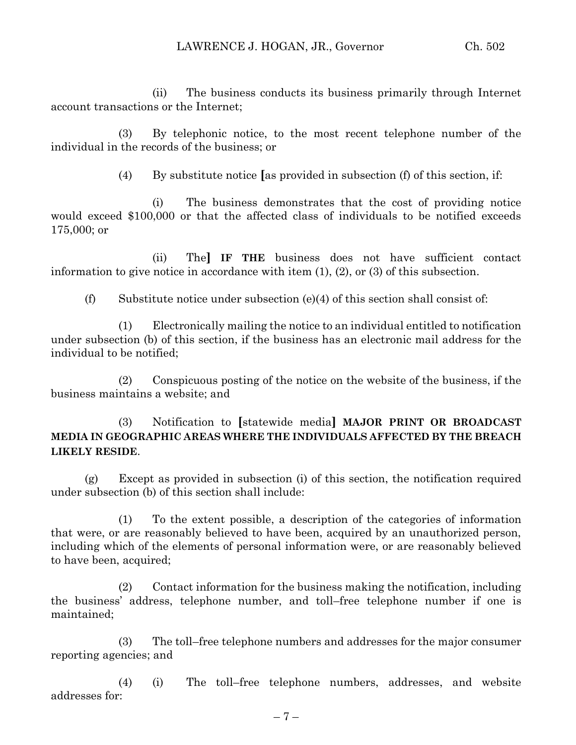(ii) The business conducts its business primarily through Internet account transactions or the Internet;

(3) By telephonic notice, to the most recent telephone number of the individual in the records of the business; or

(4) By substitute notice **[**as provided in subsection (f) of this section, if:

(i) The business demonstrates that the cost of providing notice would exceed $100,000 or that the affected class of individuals to be notified exceeds 175,000; or

(ii) The**]** **IF THE** business does not have sufficient contact information to give notice in accordance with item (1), (2), or (3) of this subsection.

(f) Substitute notice under subsection (e)(4) of this section shall consist of:

(1) Electronically mailing the notice to an individual entitled to notification under subsection (b) of this section, if the business has an electronic mail address for the individual to be notified;

(2) Conspicuous posting of the notice on the website of the business, if the business maintains a website; and

(3) Notification to **[**statewide media**]** **MAJOR PRINT OR BROADCAST MEDIA IN GEOGRAPHIC AREAS WHERE THE INDIVIDUALS AFFECTED BY THE BREACH LIKELY RESIDE**.

(g) Except as provided in subsection (i) of this section, the notification required under subsection (b) of this section shall include:

(1) To the extent possible, a description of the categories of information that were, or are reasonably believed to have been, acquired by an unauthorized person, including which of the elements of personal information were, or are reasonably believed to have been, acquired;

(2) Contact information for the business making the notification, including the business' address, telephone number, and toll–free telephone number if one is maintained;

(3) The toll–free telephone numbers and addresses for the major consumer reporting agencies; and

(4) (i) The toll–free telephone numbers, addresses, and website addresses for: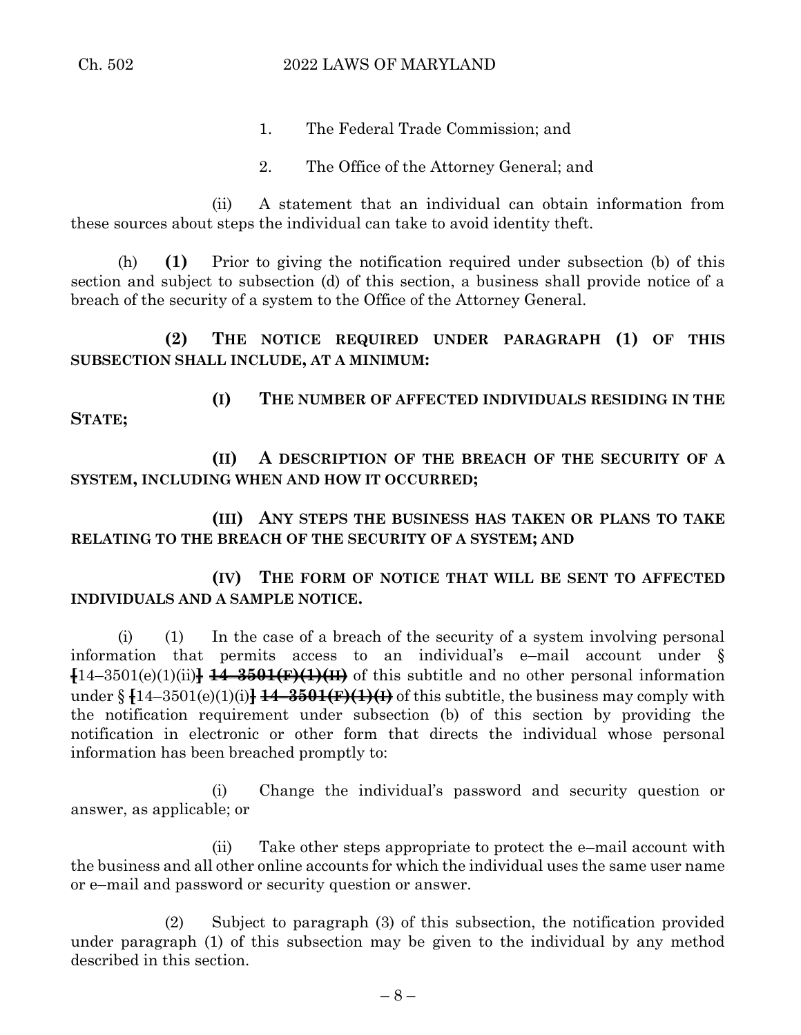1. The Federal Trade Commission; and

2. The Office of the Attorney General; and

(ii) A statement that an individual can obtain information from these sources about steps the individual can take to avoid identity theft.

(h) **(1)** Prior to giving the notification required under subsection (b) of this section and subject to subsection (d) of this section, a business shall provide notice of a breach of the security of a system to the Office of the Attorney General.

**(2) THE NOTICE REQUIRED UNDER PARAGRAPH (1) OF THIS SUBSECTION SHALL INCLUDE, AT A MINIMUM:**

**(I) THE NUMBER OF AFFECTED INDIVIDUALS RESIDING IN THE STATE;**

**(II) A DESCRIPTION OF THE BREACH OF THE SECURITY OF A SYSTEM, INCLUDING WHEN AND HOW IT OCCURRED;**

**(III) ANY STEPS THE BUSINESS HAS TAKEN OR PLANS TO TAKE RELATING TO THE BREACH OF THE SECURITY OF A SYSTEM; AND**

**(IV) THE FORM OF NOTICE THAT WILL BE SENT TO AFFECTED INDIVIDUALS AND A SAMPLE NOTICE.**

(i) (1) In the case of a breach of the security of a system involving personal information that permits access to an individual's e–mail account under § [14–3501(e)(1)(ii)] ~~**14–3501(F)(1)(II)**~~ of this subtitle and no other personal information under § [14–3501(e)(1)(i)] ~~**14–3501(F)(1)(I)**~~ of this subtitle, the business may comply with the notification requirement under subsection (b) of this section by providing the notification in electronic or other form that directs the individual whose personal information has been breached promptly to:

(i) Change the individual's password and security question or answer, as applicable; or

(ii) Take other steps appropriate to protect the e–mail account with the business and all other online accounts for which the individual uses the same user name or e–mail and password or security question or answer.

(2) Subject to paragraph (3) of this subsection, the notification provided under paragraph (1) of this subsection may be given to the individual by any method described in this section.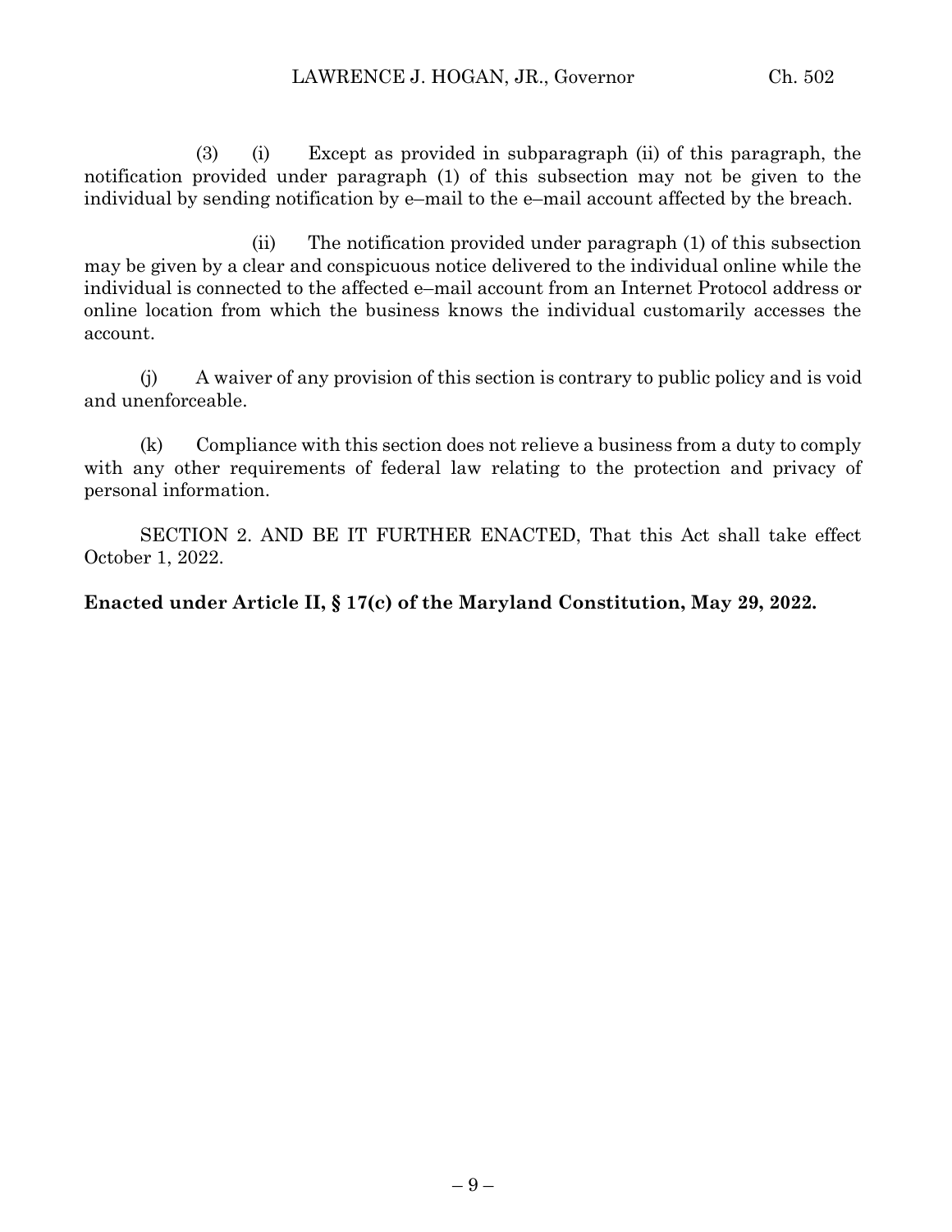(3) (i) Except as provided in subparagraph (ii) of this paragraph, the notification provided under paragraph (1) of this subsection may not be given to the individual by sending notification by e–mail to the e–mail account affected by the breach.

(ii) The notification provided under paragraph (1) of this subsection may be given by a clear and conspicuous notice delivered to the individual online while the individual is connected to the affected e–mail account from an Internet Protocol address or online location from which the business knows the individual customarily accesses the account.

(j) A waiver of any provision of this section is contrary to public policy and is void and unenforceable.

(k) Compliance with this section does not relieve a business from a duty to comply with any other requirements of federal law relating to the protection and privacy of personal information.

SECTION 2. AND BE IT FURTHER ENACTED, That this Act shall take effect October 1, 2022.

**Enacted under Article II, § 17(c) of the Maryland Constitution, May 29, 2022.**